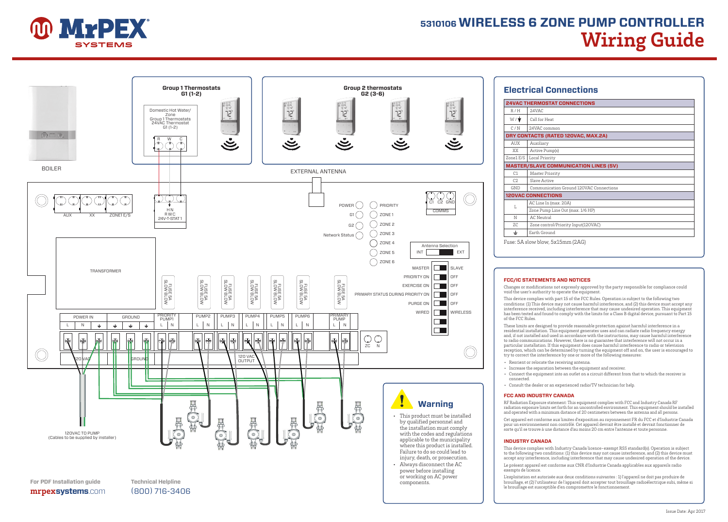# 5310106 WIRELESS 6 ZONE PUMP CONTROLLER

## Wiring Guide

MrPEX SYSTEMS

Group 1 Thermostats G1 (1-2)

Domestic Hot Water/ Zone Group 1 Thermostats 24VAC Thermostat G1 (1-2)

R W C

Group 2 thermostats G2 (3-6)

BOILER

EXTERNAL ANTENNA

AUX XX ZONE1 E/S

H N R W C 24V-T-STAT 1

POWER G1 G2 Network Status

PRIORITY ZONE 1 ZONE 2 ZONE 3 ZONE 4 ZONE 5 ZONE 6

C1 C2 GND COMMS

Antenna Selection INT EXT

TRANSFORMER

FUSE 5A SLOW BLOW

MASTER / SLAVE
PRIORITY ON / OFF
EXERCISE ON / OFF
PRIMARY STATUS DURING PRIORITY ON / OFF
PURGE ON / OFF
WIRED / WIRELESS

POWER IN L N ⏚ | GROUND ⏚ ⏚ ⏚ | PRIORITY PUMP1 L N | PUMP2 L N | PUMP3 L N | PUMP4 L N | PUMP5 L N | PUMP6 L N | PRIMARY PUMP L N

ZC N

120 VAC | GROUND | 120 VAC OUTPUT

120VAC TO PUMP (Cables to be supplied by installer)

## Warning

- This product must be installed by qualified personnel and the installation must comply with the codes and regulations applicable to the municipality where this product is installed. Failure to do so could lead to injury, death, or prosecution.
- Always disconnect the AC power before installing or working on AC power components.

For PDF Installation guide **mrpexsystems.com**

Technical Helpline (800) 716-3406

## Electrical Connections

| 24VAC THERMOSTAT CONNECTIONS | |
|---|---|
| R / H | 24VAC |
| W / ⏚ | Call for Heat |
| C / N | 24VAC common |
| **DRY CONTACTS (RATED 120VAC, MAX.2A)** | |
| AUX | Auxiliary |
| XX | Active Pump(s) |
| Zone1 E/S | Local Priority |
| **MASTER/SLAVE COMMUNICATION LINES (5V)** | |
| C1 | Master Priority |
| C2 | Slave Active |
| GND | Communication Ground 120VAC Connections |
| **120VAC CONNECTIONS** | |
| L | AC Line In (max. 20A) |
| | Zone Pump Line Out (max. 1/6 HP) |
| N | AC Neutral |
| ZC | Zone control/Priority Input(120VAC) |
| ⏚ | Earth Ground |

Fuse: 5A slow blow, 5x15mm (2AG)

### FCC/IC STATEMENTS AND NOTICES

Changes or modifications not expressly approved by the party responsible for compliance could void the user's authority to operate the equipment.

This device complies with part 15 of the FCC Rules. Operation is subject to the following two conditions: (1) This device may not cause harmful interference, and (2) this device must accept any interference received, including interference that may cause undesired operation. This equipment has been tested and found to comply with the limits for a Class B digital device, pursuant to Part 15 of the FCC Rules.

These limits are designed to provide reasonable protection against harmful interference in a residential installation. This equipment generates uses and can radiate radio frequency energy and, if not installed and used in accordance with the instructions, may cause harmful interference to radio communications. However, there is no guarantee that interference will not occur in a particular installation. If this equipment does cause harmful interference to radio or television reception, which can be determined by turning the equipment off and on, the user is encouraged to try to correct the interference by one or more of the following measures:

- Reorient or relocate the receiving antenna.
- Increase the separation between the equipment and receiver.
- Connect the equipment into an outlet on a circuit different from that to which the receiver is connected.
- Consult the dealer or an experienced radio/TV technician for help.

### FCC AND INDUSTRY CANADA

RF Radiation Exposure statement: This equipment complies with FCC and Industry Canada RF radiation exposure limits set forth for an uncontrolled environment. This equipment should be installed and operated with a minimum distance of 20 centimeters between the antenna and all persons.

Cet appareil est conforme aux limites d'exposition au rayonnement FR du FCC et d'Industrie Canada pour un environnement non contrôlé. Cet appareil devrait être installé et devrait fonctionner de sorte qu'il se trouve à une distance d'au moins 20 cm entre l'antenne et toute personne.

### INDUSTRY CANADA

This device complies with Industry Canada licence-exempt RSS standard(s). Operation is subject to the following two conditions: (1) this device may not cause interference, and (2) this device must accept any interference, including interference that may cause undesired operation of the device.

Le présent appareil est conforme aux CNR d'Industrie Canada applicables aux appareils radio exempts de licence.

L'exploitation est autorisée aux deux conditions suivantes : 1) l'appareil ne doit pas produire de brouillage, et (2) l'utilisateur de l'appareil doit accepter tout brouillage radioélectrique subi, même si le brouillage est susceptible d'en compromettre le fonctionnement.

Issue Date: Apr 2017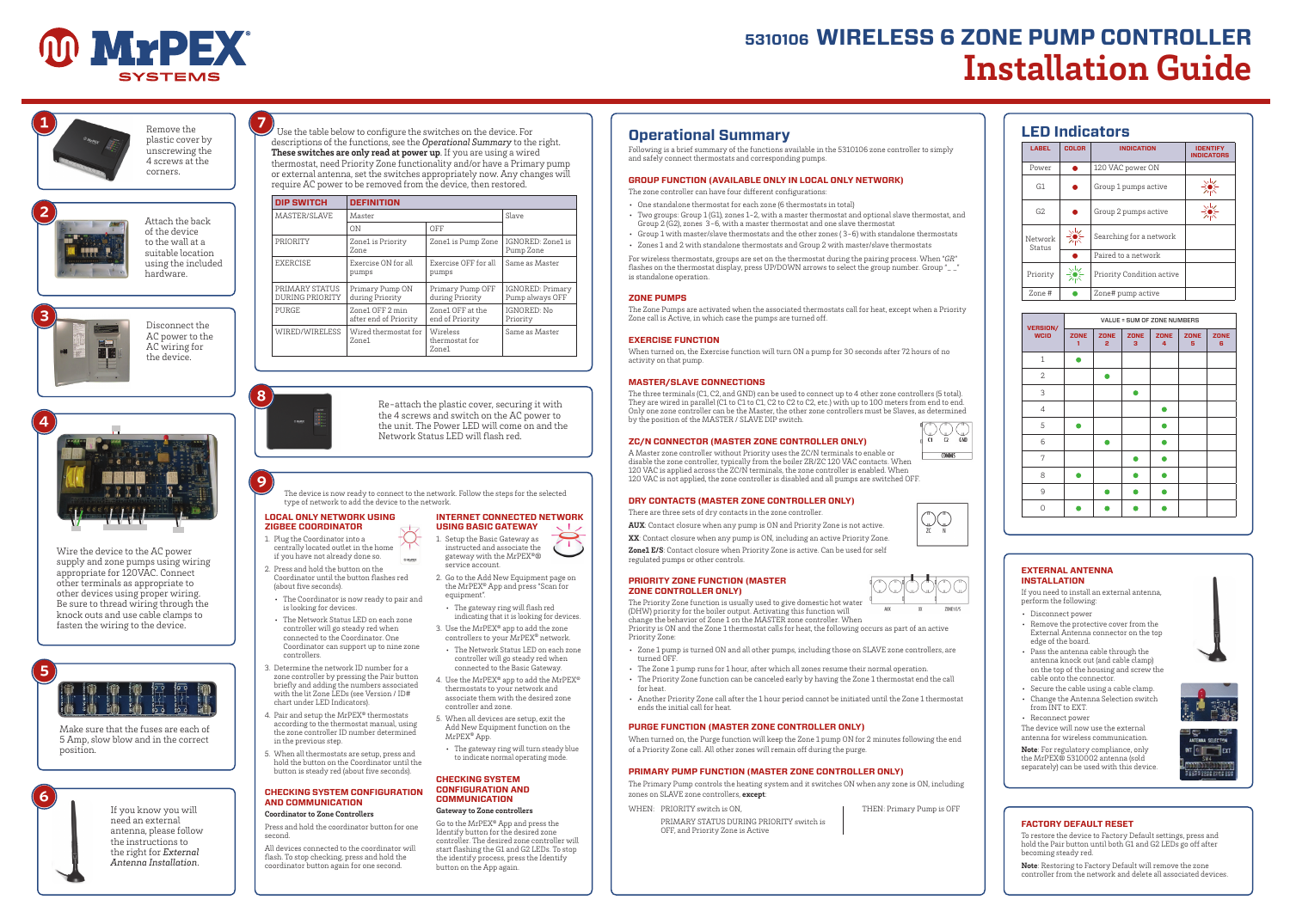# 5310106 WIRELESS 6 ZONE PUMP CONTROLLER
# Installation Guide

**1** Remove the plastic cover by unscrewing the 4 screws at the corners.

**2** Attach the back of the device to the wall at a suitable location using the included hardware.

**3** Disconnect the AC power to the AC wiring for the device.

**4** Wire the device to the AC power supply and zone pumps using wiring appropriate for 120VAC. Connect other terminals as appropriate to other devices using proper wiring. Be sure to thread wiring through the knock outs and use cable clamps to fasten the wiring to the device.

**5** Make sure that the fuses are each of 5 Amp, slow blow and in the correct position.

**6** If you know you will need an external antenna, please follow the instructions to the right for *External Antenna Installation*.

**7** Use the table below to configure the switches on the device. For descriptions of the functions, see the *Operational Summary* to the right. **These switches are only read at power up**. If you are using a wired thermostat, need Priority Zone functionality and/or have a Primary pump or external antenna, set the switches appropriately now. Any changes will require AC power to be removed from the device, then restored.

| DIP SWITCH | DEFINITION | | |
|---|---|---|---|
| MASTER/SLAVE | Master | | Slave |
| | ON | OFF | |
| PRIORITY | Zone1 is Priority Zone | Zone1 is Pump Zone | IGNORED: Zone1 is Pump Zone |
| EXERCISE | Exercise ON for all pumps | Exercise OFF for all pumps | Same as Master |
| PRIMARY STATUS DURING PRIORITY | Primary Pump ON during Priority | Primary Pump OFF during Priority | IGNORED: Primary Pump always OFF |
| PURGE | Zone1 OFF 2 min after end of Priority | Zone1 OFF at the end of Priority | IGNORED: No Priority |
| WIRED/WIRELESS | Wired thermostat for Zone1 | Wireless thermostat for Zone1 | Same as Master |

**8** Re-attach the plastic cover, securing it with the 4 screws and switch on the AC power to the unit. The Power LED will come on and the Network Status LED will flash red.

**9** The device is now ready to connect to the network. Follow the steps for the selected type of network to add the device to the network.

### LOCAL ONLY NETWORK USING ZIGBEE COORDINATOR

1. Plug the Coordinator into a centrally located outlet in the home if you have not already done so.
2. Press and hold the button on the Coordinator until the button flashes red (about five seconds).
   - The Coordinator is now ready to pair and is looking for devices.
   - The Network Status LED on each zone controller will go steady red when connected to the Coordinator. One Coordinator can support up to nine zone controllers.
3. Determine the network ID number for a zone controller by pressing the Pair button briefly and adding the numbers associated with the lit Zone LEDs (see Version / ID# chart under LED Indicators).
4. Pair and setup the MrPEX® thermostats according to the thermostat manual, using the zone controller ID number determined in the previous step.
5. When all thermostats are setup, press and hold the button on the Coordinator until the button is steady red (about five seconds).

### INTERNET CONNECTED NETWORK USING BASIC GATEWAY

1. Setup the Basic Gateway as instructed and associate the gateway with the MrPEX®® service account.
2. Go to the Add New Equipment page on the MrPEX® App and press "Scan for equipment".
   - The gateway ring will flash red indicating that it is looking for devices.
3. Use the MrPEX® app to add the zone controllers to your MrPEX® network.
   - The Network Status LED on each zone controller will go steady red when connected to the Basic Gateway.
4. Use the MrPEX® app to add the MrPEX® thermostats to your network and associate them with the desired zone controller and zone.
5. When all devices are setup, exit the Add New Equipment function on the MrPEX® App.
   - The gateway ring will turn steady blue to indicate normal operating mode.

### CHECKING SYSTEM CONFIGURATION AND COMMUNICATION

**Coordinator to Zone Controllers**

Press and hold the coordinator button for one second.

All devices connected to the coordinator will flash. To stop checking, press and hold the coordinator button again for one second.

### CHECKING SYSTEM CONFIGURATION AND COMMUNICATION

**Gateway to Zone controllers**

Go to the MrPEX® App and press the Identify button for the desired zone controller. The desired zone controller will start flashing the G1 and G2 LEDs. To stop the identify process, press the Identify button on the App again.

## Operational Summary

Following is a brief summary of the functions available in the 5310106 zone controller to simply and safely connect thermostats and corresponding pumps.

### GROUP FUNCTION (AVAILABLE ONLY IN LOCAL ONLY NETWORK)

The zone controller can have four different configurations:

- One standalone thermostat for each zone (6 thermostats in total)
- Two groups: Group 1 (G1), zones 1–2, with a master thermostat and optional slave thermostat, and Group 2 (G2), zones 3–6, with a master thermostat and one slave thermostat
- Group 1 with master/slave thermostats and the other zones ( 3–6) with standalone thermostats
- Zones 1 and 2 with standalone thermostats and Group 2 with master/slave thermostats

For wireless thermostats, groups are set on the thermostat during the pairing process. When "GR" flashes on the thermostat display, press UP/DOWN arrows to select the group number. Group "_ _" is standalone operation.

### ZONE PUMPS

The Zone Pumps are activated when the associated thermostats call for heat, except when a Priority Zone call is Active, in which case the pumps are turned off.

### EXERCISE FUNCTION

When turned on, the Exercise function will turn ON a pump for 30 seconds after 72 hours of no activity on that pump.

### MASTER/SLAVE CONNECTIONS

The three terminals (C1, C2, and GND) can be used to connect up to 4 other zone controllers (5 total). They are wired in parallel (C1 to C1 to C1, C2 to C2 to C2, etc.) with up to 100 meters from end to end. Only one zone controller can be the Master, the other zone controllers must be Slaves, as determined by the position of the MASTER / SLAVE DIP switch.

C1 C2 GND
COMMS

### ZC/N CONNECTOR (MASTER ZONE CONTROLLER ONLY)

A Master zone controller without Priority uses the ZC/N terminals to enable or disable the zone controller, typically from the boiler ZR/ZC 120 VAC contacts. When 120 VAC is applied across the ZC/N terminals, the zone controller is enabled. When 120 VAC is not applied, the zone controller is disabled and all pumps are switched OFF.

ZC N

### DRY CONTACTS (MASTER ZONE CONTROLLER ONLY)

There are three sets of dry contacts in the zone controller.

**AUX**: Contact closure when any pump is ON and Priority Zone is not active.

**XX**: Contact closure when any pump is ON, including an active Priority Zone.

**Zone1 E/S**: Contact closure when Priority Zone is active. Can be used for self regulated pumps or other controls.

AUX XX ZONE1E/S

### PRIORITY ZONE FUNCTION (MASTER ZONE CONTROLLER ONLY)

The Priority Zone function is usually used to give domestic hot water (DHW) priority for the boiler output. Activating this function will change the behavior of Zone 1 on the MASTER zone controller. When Priority is ON and the Zone 1 thermostat calls for heat, the following occurs as part of an active Priority Zone:

- Zone 1 pump is turned ON and all other pumps, including those on SLAVE zone controllers, are turned OFF.
- The Zone 1 pump runs for 1 hour, after which all zones resume their normal operation.
- The Priority Zone function can be canceled early by having the Zone 1 thermostat end the call for heat.
- Another Priority Zone call after the 1 hour period cannot be initiated until the Zone 1 thermostat ends the initial call for heat.

### PURGE FUNCTION (MASTER ZONE CONTROLLER ONLY)

When turned on, the Purge function will keep the Zone 1 pump ON for 2 minutes following the end of a Priority Zone call. All other zones will remain off during the purge.

### PRIMARY PUMP FUNCTION (MASTER ZONE CONTROLLER ONLY)

The Primary Pump controls the heating system and it switches ON when any zone is ON, including zones on SLAVE zone controllers, **except**:

WHEN: PRIORITY switch is ON,
PRIMARY STATUS DURING PRIORITY switch is OFF, and Priority Zone is Active

THEN: Primary Pump is Off

## LED Indicators

| LABEL | COLOR | INDICATION | IDENTIFY INDICATORS |
|---|---|---|---|
| Power | ● (red) | 120 VAC power ON | |
| G1 | ● (red) | Group 1 pumps active | (flashing red) |
| G2 | ● (red) | Group 2 pumps active | (flashing red) |
| Network Status | (flashing red) | Searching for a network | |
| | ● (red) | Paired to a network | |
| Priority | (flashing green) | Priority Condition active | |
| Zone # | ● (green) | Zone# pump active | |

| VERSION/ WCID | VALUE = SUM OF ZONE NUMBERS | | | | | |
|---|---|---|---|---|---|---|
| | ZONE 1 | ZONE 2 | ZONE 3 | ZONE 4 | ZONE 5 | ZONE 6 |
| 1 | ● | | | | | |
| 2 | | ● | | | | |
| 3 | | | ● | | | |
| 4 | | | | ● | | |
| 5 | ● | | | ● | | |
| 6 | | ● | | ● | | |
| 7 | | | ● | ● | | |
| 8 | ● | | ● | ● | | |
| 9 | | ● | ● | ● | | |
| 0 | ● | ● | ● | ● | | |

### EXTERNAL ANTENNA INSTALLATION

If you need to install an external antenna, perform the following:

- Disconnect power
- Remove the protective cover from the External Antenna connector on the top edge of the board.
- Pass the antenna cable through the antenna knock out (and cable clamp) on the top of the housing and screw the cable onto the connector.
- Secure the cable using a cable clamp.
- Change the Antenna Selection switch from INT to EXT.
- Reconnect power

The device will now use the external antenna for wireless communication.

**Note**: For regulatory compliance, only the MrPEX® 5310002 antenna (sold separately) can be used with this device.

ANTENNA SELECTION
INT EXT

### FACTORY DEFAULT RESET

To restore the device to Factory Default settings, press and hold the Pair button until both G1 and G2 LEDs go off after becoming steady red.

**Note**: Restoring to Factory Default will remove the zone controller from the network and delete all associated devices.